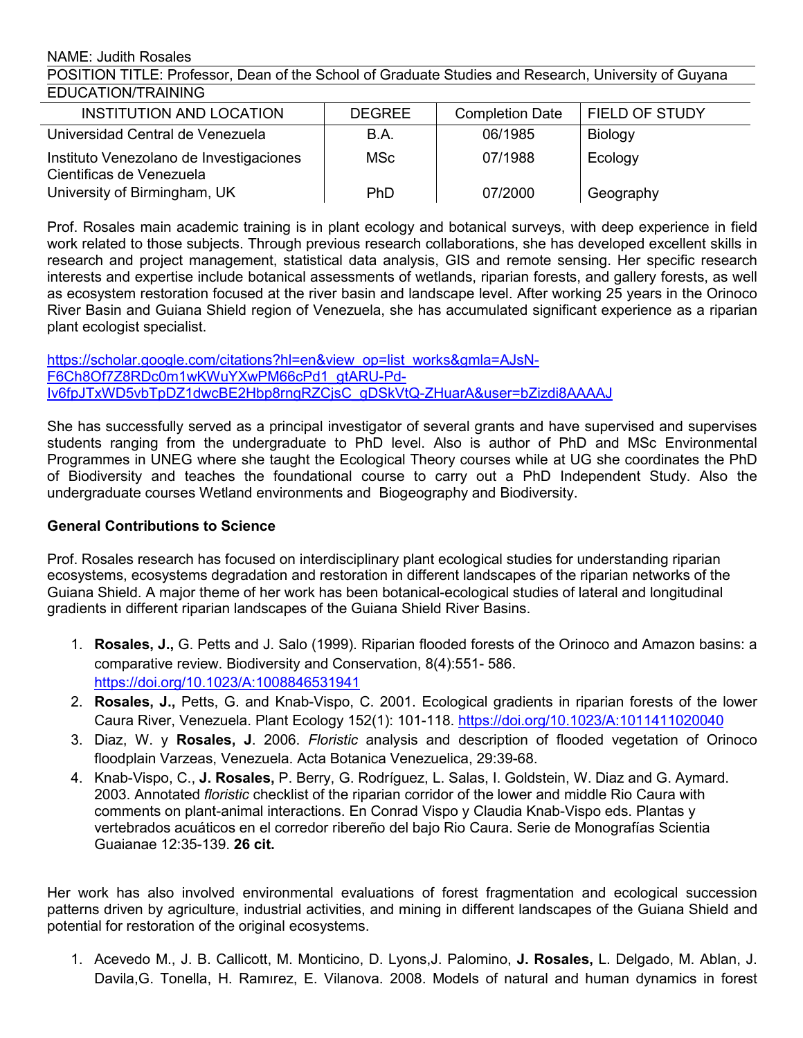NAME: Judith Rosales

POSITION TITLE: Professor, Dean of the School of Graduate Studies and Research, University of Guyana

EDUCATION/TRAINING

| INSTITUTION AND LOCATION | DEGREE | Completion Date | FIELD OF STUDY |
|---|---|---|---|
| Universidad Central de Venezuela | B.A. | 06/1985 | Biology |
| Instituto Venezolano de Investigaciones Cientificas de Venezuela | MSc | 07/1988 | Ecology |
| University of Birmingham, UK | PhD | 07/2000 | Geography |

Prof. Rosales main academic training is in plant ecology and botanical surveys, with deep experience in field work related to those subjects. Through previous research collaborations, she has developed excellent skills in research and project management, statistical data analysis, GIS and remote sensing. Her specific research interests and expertise include botanical assessments of wetlands, riparian forests, and gallery forests, as well as ecosystem restoration focused at the river basin and landscape level. After working 25 years in the Orinoco River Basin and Guiana Shield region of Venezuela, she has accumulated significant experience as a riparian plant ecologist specialist.

https://scholar.google.com/citations?hl=en&view_op=list_works&gmla=AJsN-F6Ch8Of7Z8RDc0m1wKWuYXwPM66cPd1_gtARU-Pd-Iv6fpJTxWD5vbTpDZ1dwcBE2Hbp8rngRZCjsC_gDSkVtQ-ZHuarA&user=bZizdi8AAAAJ

She has successfully served as a principal investigator of several grants and have supervised and supervises students ranging from the undergraduate to PhD level. Also is author of PhD and MSc Environmental Programmes in UNEG where she taught the Ecological Theory courses while at UG she coordinates the PhD of Biodiversity and teaches the foundational course to carry out a PhD Independent Study. Also the undergraduate courses Wetland environments and Biogeography and Biodiversity.

**General Contributions to Science**

Prof. Rosales research has focused on interdisciplinary plant ecological studies for understanding riparian ecosystems, ecosystems degradation and restoration in different landscapes of the riparian networks of the Guiana Shield. A major theme of her work has been botanical-ecological studies of lateral and longitudinal gradients in different riparian landscapes of the Guiana Shield River Basins.

1. **Rosales, J.,** G. Petts and J. Salo (1999). Riparian flooded forests of the Orinoco and Amazon basins: a comparative review. Biodiversity and Conservation, 8(4):551- 586. https://doi.org/10.1023/A:1008846531941
2. **Rosales, J.,** Petts, G. and Knab-Vispo, C. 2001. Ecological gradients in riparian forests of the lower Caura River, Venezuela. Plant Ecology 152(1): 101-118. https://doi.org/10.1023/A:1011411020040
3. Diaz, W. y **Rosales, J**. 2006. *Floristic* analysis and description of flooded vegetation of Orinoco floodplain Varzeas, Venezuela. Acta Botanica Venezuelica, 29:39-68.
4. Knab-Vispo, C., **J. Rosales,** P. Berry, G. Rodríguez, L. Salas, I. Goldstein, W. Diaz and G. Aymard. 2003. Annotated *floristic* checklist of the riparian corridor of the lower and middle Rio Caura with comments on plant-animal interactions. En Conrad Vispo y Claudia Knab-Vispo eds. Plantas y vertebrados acuáticos en el corredor ribereño del bajo Rio Caura. Serie de Monografías Scientia Guaianae 12:35-139. **26 cit.**

Her work has also involved environmental evaluations of forest fragmentation and ecological succession patterns driven by agriculture, industrial activities, and mining in different landscapes of the Guiana Shield and potential for restoration of the original ecosystems.

1. Acevedo M., J. B. Callicott, M. Monticino, D. Lyons,J. Palomino, **J. Rosales,** L. Delgado, M. Ablan, J. Davila,G. Tonella, H. Ramırez, E. Vilanova. 2008. Models of natural and human dynamics in forest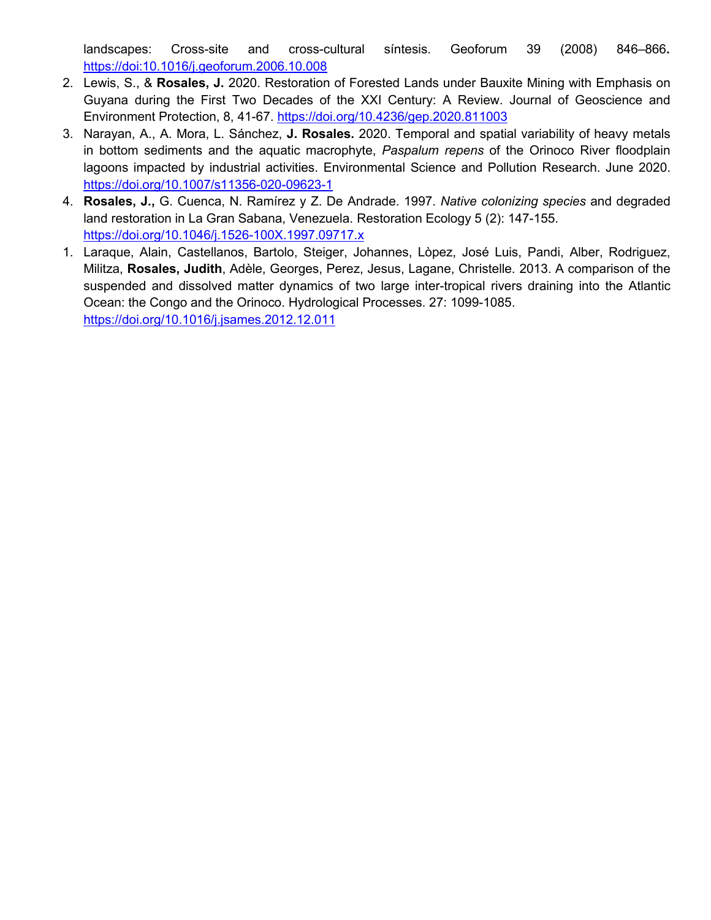landscapes: Cross-site and cross-cultural síntesis. Geoforum 39 (2008) 846–866. https://doi:10.1016/j.geoforum.2006.10.008

2. Lewis, S., & **Rosales, J.** 2020. Restoration of Forested Lands under Bauxite Mining with Emphasis on Guyana during the First Two Decades of the XXI Century: A Review. Journal of Geoscience and Environment Protection, 8, 41-67. https://doi.org/10.4236/gep.2020.811003
3. Narayan, A., A. Mora, L. Sánchez, **J. Rosales.** 2020. Temporal and spatial variability of heavy metals in bottom sediments and the aquatic macrophyte, *Paspalum repens* of the Orinoco River floodplain lagoons impacted by industrial activities. Environmental Science and Pollution Research. June 2020. https://doi.org/10.1007/s11356-020-09623-1
4. **Rosales, J.,** G. Cuenca, N. Ramírez y Z. De Andrade. 1997. *Native colonizing species* and degraded land restoration in La Gran Sabana, Venezuela. Restoration Ecology 5 (2): 147-155. https://doi.org/10.1046/j.1526-100X.1997.09717.x

1. Laraque, Alain, Castellanos, Bartolo, Steiger, Johannes, Lòpez, José Luis, Pandi, Alber, Rodriguez, Militza, **Rosales, Judith**, Adèle, Georges, Perez, Jesus, Lagane, Christelle. 2013. A comparison of the suspended and dissolved matter dynamics of two large inter-tropical rivers draining into the Atlantic Ocean: the Congo and the Orinoco. Hydrological Processes. 27: 1099-1085. https://doi.org/10.1016/j.jsames.2012.12.011